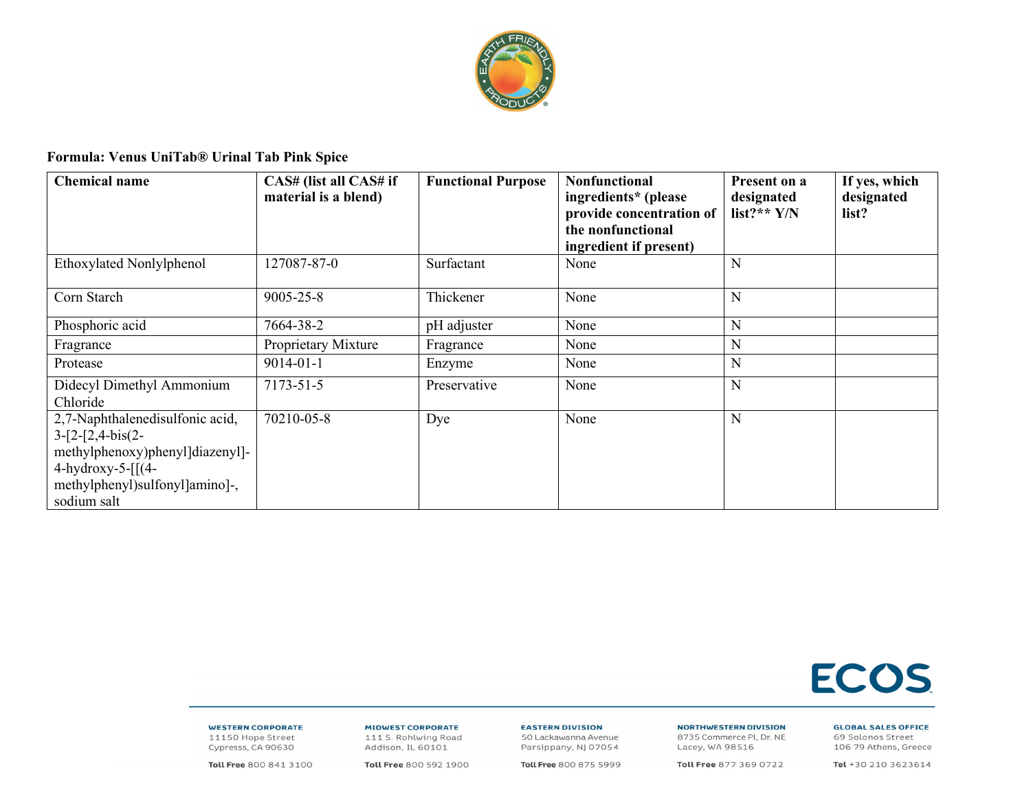**Formula: Venus UniTab® Urinal Tab Pink Spice**

| Chemical name | CAS# (list all CAS# if material is a blend) | Functional Purpose | Nonfunctional ingredients* (please provide concentration of the nonfunctional ingredient if present) | Present on a designated list?** Y/N | If yes, which designated list? |
|---|---|---|---|---|---|
| Ethoxylated Nonlylphenol | 127087-87-0 | Surfactant | None | N | |
| Corn Starch | 9005-25-8 | Thickener | None | N | |
| Phosphoric acid | 7664-38-2 | pH adjuster | None | N | |
| Fragrance | Proprietary Mixture | Fragrance | None | N | |
| Protease | 9014-01-1 | Enzyme | None | N | |
| Didecyl Dimethyl Ammonium Chloride | 7173-51-5 | Preservative | None | N | |
| 2,7-Naphthalenedisulfonic acid, 3-[2-[2,4-bis(2-methylphenoxy)phenyl]diazenyl]-4-hydroxy-5-[[(4-methylphenyl)sulfonyl]amino]-, sodium salt | 70210-05-8 | Dye | None | N | |

ECOS

**WESTERN CORPORATE**
11150 Hope Street
Cypresss, CA 90630
**Toll Free** 800 841 3100

**MIDWEST CORPORATE**
111 S. Rohlwing Road
Addison, IL 60101
**Toll Free** 800 592 1900

**EASTERN DIVISION**
50 Lackawanna Avenue
Parsippany, NJ 07054
**Toll Free** 800 875 5999

**NORTHWESTERN DIVISION**
8735 Commerce Pl, Dr. NE
Lacey, WA 98516
**Toll Free** 877 369 0722

**GLOBAL SALES OFFICE**
69 Solonos Street
106 79 Athens, Greece
**Tel** +30 210 3623614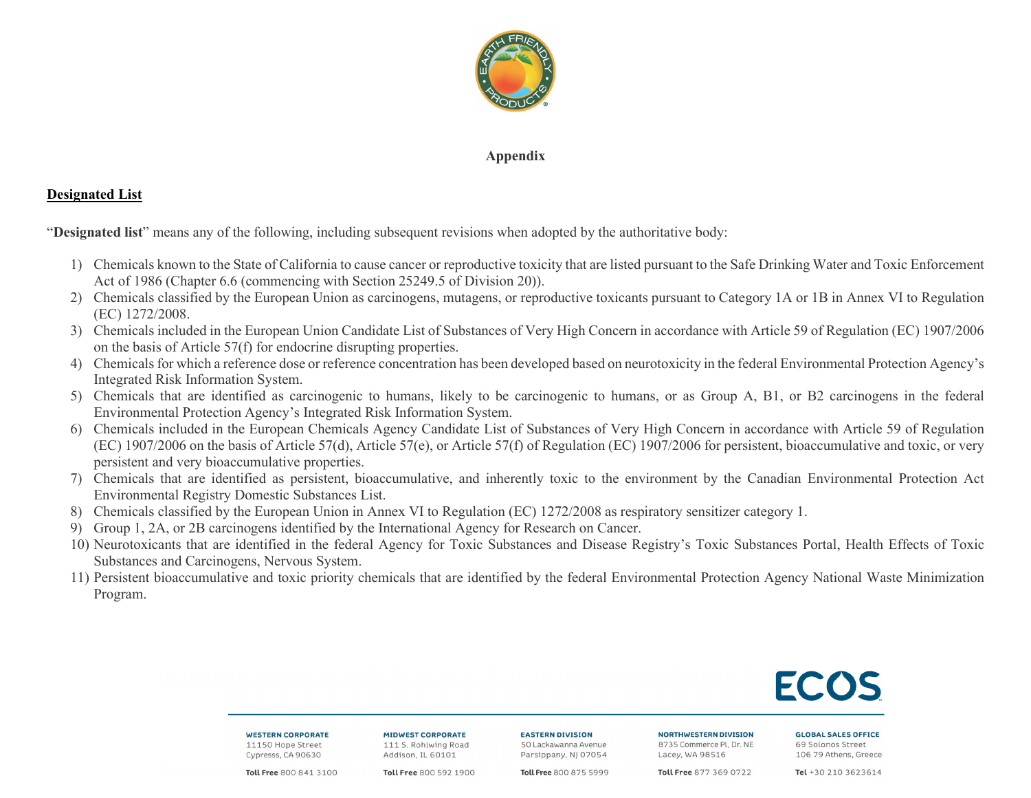**Appendix**

**Designated List**

"**Designated list**" means any of the following, including subsequent revisions when adopted by the authoritative body:

1) Chemicals known to the State of California to cause cancer or reproductive toxicity that are listed pursuant to the Safe Drinking Water and Toxic Enforcement Act of 1986 (Chapter 6.6 (commencing with Section 25249.5 of Division 20)).
2) Chemicals classified by the European Union as carcinogens, mutagens, or reproductive toxicants pursuant to Category 1A or 1B in Annex VI to Regulation (EC) 1272/2008.
3) Chemicals included in the European Union Candidate List of Substances of Very High Concern in accordance with Article 59 of Regulation (EC) 1907/2006 on the basis of Article 57(f) for endocrine disrupting properties.
4) Chemicals for which a reference dose or reference concentration has been developed based on neurotoxicity in the federal Environmental Protection Agency's Integrated Risk Information System.
5) Chemicals that are identified as carcinogenic to humans, likely to be carcinogenic to humans, or as Group A, B1, or B2 carcinogens in the federal Environmental Protection Agency's Integrated Risk Information System.
6) Chemicals included in the European Chemicals Agency Candidate List of Substances of Very High Concern in accordance with Article 59 of Regulation (EC) 1907/2006 on the basis of Article 57(d), Article 57(e), or Article 57(f) of Regulation (EC) 1907/2006 for persistent, bioaccumulative and toxic, or very persistent and very bioaccumulative properties.
7) Chemicals that are identified as persistent, bioaccumulative, and inherently toxic to the environment by the Canadian Environmental Protection Act Environmental Registry Domestic Substances List.
8) Chemicals classified by the European Union in Annex VI to Regulation (EC) 1272/2008 as respiratory sensitizer category 1.
9) Group 1, 2A, or 2B carcinogens identified by the International Agency for Research on Cancer.
10) Neurotoxicants that are identified in the federal Agency for Toxic Substances and Disease Registry's Toxic Substances Portal, Health Effects of Toxic Substances and Carcinogens, Nervous System.
11) Persistent bioaccumulative and toxic priority chemicals that are identified by the federal Environmental Protection Agency National Waste Minimization Program.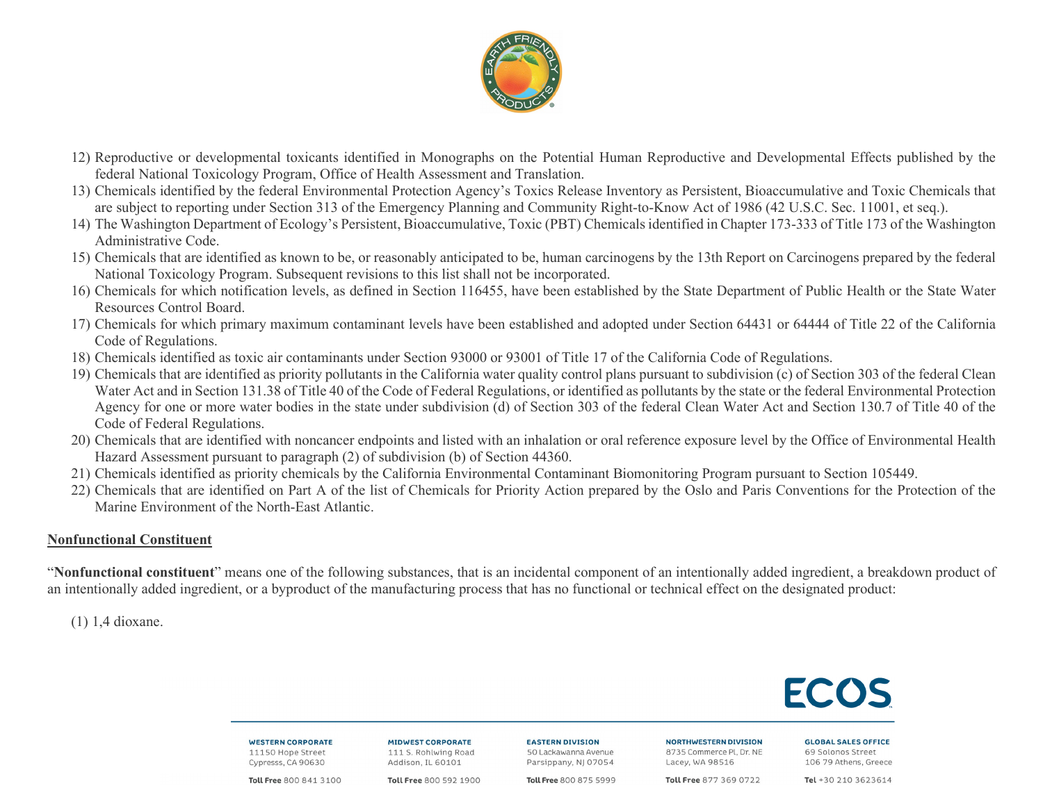12) Reproductive or developmental toxicants identified in Monographs on the Potential Human Reproductive and Developmental Effects published by the federal National Toxicology Program, Office of Health Assessment and Translation.
13) Chemicals identified by the federal Environmental Protection Agency's Toxics Release Inventory as Persistent, Bioaccumulative and Toxic Chemicals that are subject to reporting under Section 313 of the Emergency Planning and Community Right-to-Know Act of 1986 (42 U.S.C. Sec. 11001, et seq.).
14) The Washington Department of Ecology's Persistent, Bioaccumulative, Toxic (PBT) Chemicals identified in Chapter 173-333 of Title 173 of the Washington Administrative Code.
15) Chemicals that are identified as known to be, or reasonably anticipated to be, human carcinogens by the 13th Report on Carcinogens prepared by the federal National Toxicology Program. Subsequent revisions to this list shall not be incorporated.
16) Chemicals for which notification levels, as defined in Section 116455, have been established by the State Department of Public Health or the State Water Resources Control Board.
17) Chemicals for which primary maximum contaminant levels have been established and adopted under Section 64431 or 64444 of Title 22 of the California Code of Regulations.
18) Chemicals identified as toxic air contaminants under Section 93000 or 93001 of Title 17 of the California Code of Regulations.
19) Chemicals that are identified as priority pollutants in the California water quality control plans pursuant to subdivision (c) of Section 303 of the federal Clean Water Act and in Section 131.38 of Title 40 of the Code of Federal Regulations, or identified as pollutants by the state or the federal Environmental Protection Agency for one or more water bodies in the state under subdivision (d) of Section 303 of the federal Clean Water Act and Section 130.7 of Title 40 of the Code of Federal Regulations.
20) Chemicals that are identified with noncancer endpoints and listed with an inhalation or oral reference exposure level by the Office of Environmental Health Hazard Assessment pursuant to paragraph (2) of subdivision (b) of Section 44360.
21) Chemicals identified as priority chemicals by the California Environmental Contaminant Biomonitoring Program pursuant to Section 105449.
22) Chemicals that are identified on Part A of the list of Chemicals for Priority Action prepared by the Oslo and Paris Conventions for the Protection of the Marine Environment of the North-East Atlantic.

## Nonfunctional Constituent

"**Nonfunctional constituent**" means one of the following substances, that is an incidental component of an intentionally added ingredient, a breakdown product of an intentionally added ingredient, or a byproduct of the manufacturing process that has no functional or technical effect on the designated product:

(1) 1,4 dioxane.

ECOS

| WESTERN CORPORATE | MIDWEST CORPORATE | EASTERN DIVISION | NORTHWESTERN DIVISION | GLOBAL SALES OFFICE |
| --- | --- | --- | --- | --- |
| 11150 Hope Street | 111 S. Rohlwing Road | 50 Lackawanna Avenue | 8735 Commerce Pl, Dr. NE | 69 Solonos Street |
| Cypresss, CA 90630 | Addison, IL 60101 | Parsippany, NJ 07054 | Lacey, WA 98516 | 106 79 Athens, Greece |
| **Toll Free** 800 841 3100 | **Toll Free** 800 592 1900 | **Toll Free** 800 875 5999 | **Toll Free** 877 369 0722 | **Tel** +30 210 3623614 |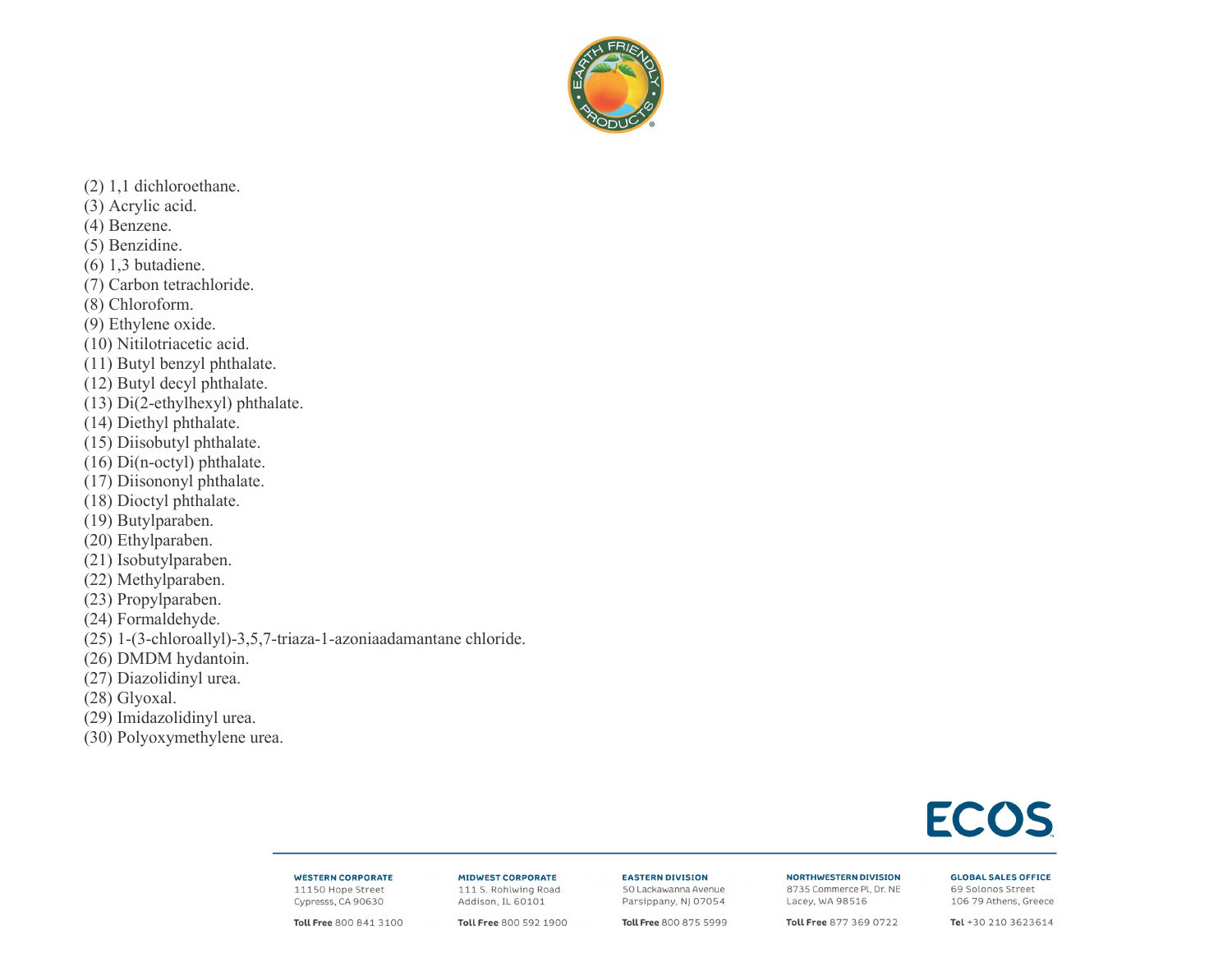(2) 1,1 dichloroethane.
(3) Acrylic acid.
(4) Benzene.
(5) Benzidine.
(6) 1,3 butadiene.
(7) Carbon tetrachloride.
(8) Chloroform.
(9) Ethylene oxide.
(10) Nitilotriacetic acid.
(11) Butyl benzyl phthalate.
(12) Butyl decyl phthalate.
(13) Di(2-ethylhexyl) phthalate.
(14) Diethyl phthalate.
(15) Diisobutyl phthalate.
(16) Di(n-octyl) phthalate.
(17) Diisononyl phthalate.
(18) Dioctyl phthalate.
(19) Butylparaben.
(20) Ethylparaben.
(21) Isobutylparaben.
(22) Methylparaben.
(23) Propylparaben.
(24) Formaldehyde.
(25) 1-(3-chloroallyl)-3,5,7-triaza-1-azoniaadamantane chloride.
(26) DMDM hydantoin.
(27) Diazolidinyl urea.
(28) Glyoxal.
(29) Imidazolidinyl urea.
(30) Polyoxymethylene urea.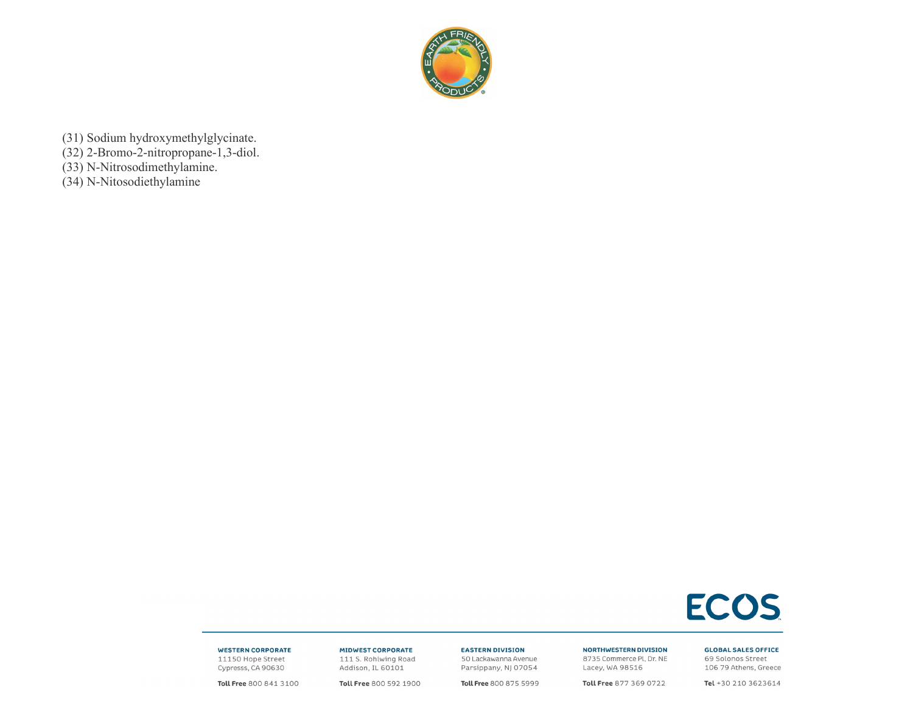(31) Sodium hydroxymethylglycinate.
(32) 2-Bromo-2-nitropropane-1,3-diol.
(33) N-Nitrosodimethylamine.
(34) N-Nitosodiethylamine

ECOS

**WESTERN CORPORATE**
11150 Hope Street
Cypresss, CA 90630
**Toll Free** 800 841 3100

**MIDWEST CORPORATE**
111 S. Rohlwing Road
Addison, IL 60101
**Toll Free** 800 592 1900

**EASTERN DIVISION**
50 Lackawanna Avenue
Parsippany, NJ 07054
**Toll Free** 800 875 5999

**NORTHWESTERN DIVISION**
8735 Commerce Pl, Dr. NE
Lacey, WA 98516
**Toll Free** 877 369 0722

**GLOBAL SALES OFFICE**
69 Solonos Street
106 79 Athens, Greece
**Tel** +30 210 3623614